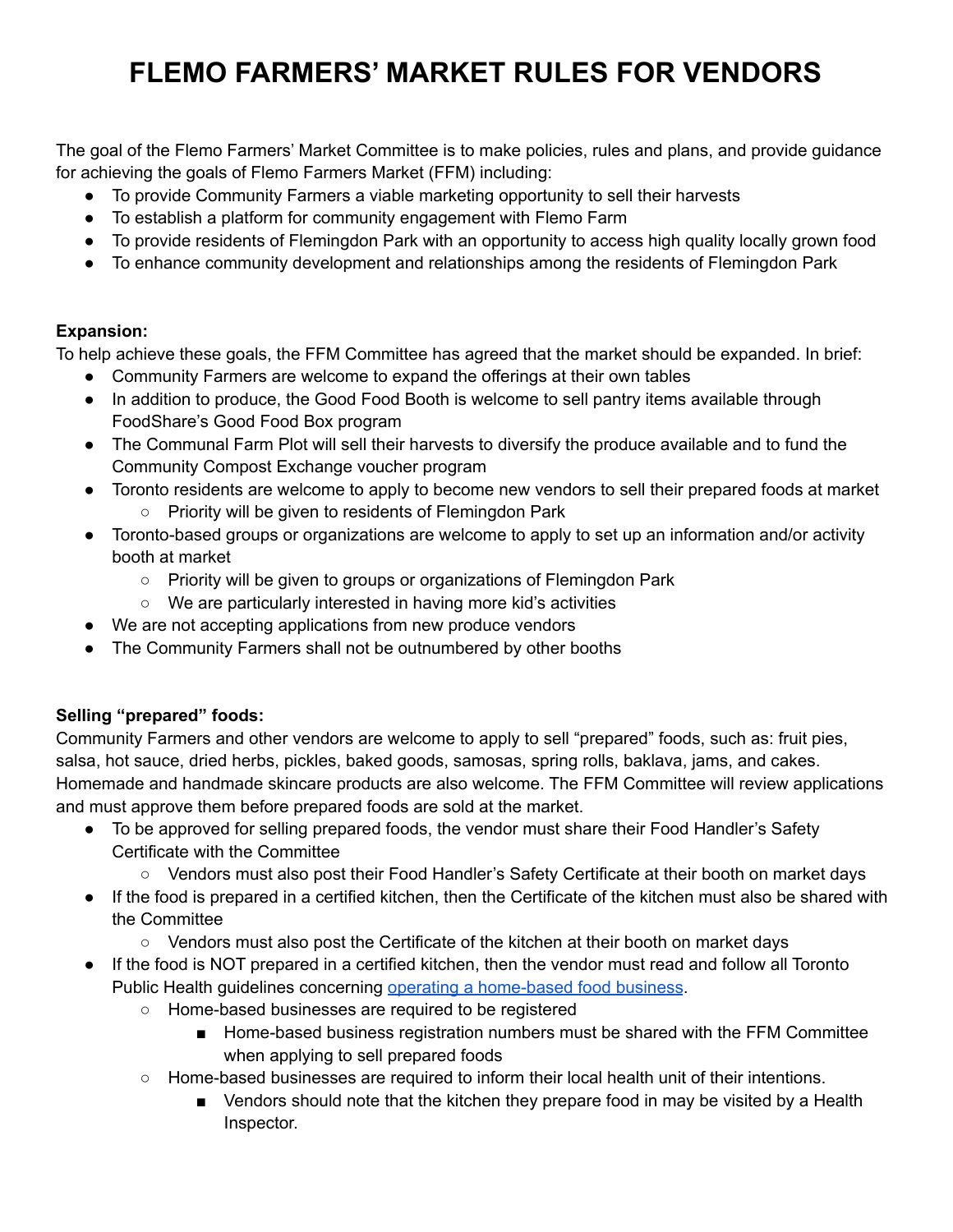# FLEMO FARMERS' MARKET RULES FOR VENDORS

The goal of the Flemo Farmers' Market Committee is to make policies, rules and plans, and provide guidance for achieving the goals of Flemo Farmers Market (FFM) including:

- To provide Community Farmers a viable marketing opportunity to sell their harvests
- To establish a platform for community engagement with Flemo Farm
- To provide residents of Flemingdon Park with an opportunity to access high quality locally grown food
- To enhance community development and relationships among the residents of Flemingdon Park

**Expansion:**

To help achieve these goals, the FFM Committee has agreed that the market should be expanded. In brief:

- Community Farmers are welcome to expand the offerings at their own tables
- In addition to produce, the Good Food Booth is welcome to sell pantry items available through FoodShare's Good Food Box program
- The Communal Farm Plot will sell their harvests to diversify the produce available and to fund the Community Compost Exchange voucher program
- Toronto residents are welcome to apply to become new vendors to sell their prepared foods at market
  - Priority will be given to residents of Flemingdon Park
- Toronto-based groups or organizations are welcome to apply to set up an information and/or activity booth at market
  - Priority will be given to groups or organizations of Flemingdon Park
  - We are particularly interested in having more kid's activities
- We are not accepting applications from new produce vendors
- The Community Farmers shall not be outnumbered by other booths

**Selling "prepared" foods:**

Community Farmers and other vendors are welcome to apply to sell "prepared" foods, such as: fruit pies, salsa, hot sauce, dried herbs, pickles, baked goods, samosas, spring rolls, baklava, jams, and cakes. Homemade and handmade skincare products are also welcome. The FFM Committee will review applications and must approve them before prepared foods are sold at the market.

- To be approved for selling prepared foods, the vendor must share their Food Handler's Safety Certificate with the Committee
  - Vendors must also post their Food Handler's Safety Certificate at their booth on market days
- If the food is prepared in a certified kitchen, then the Certificate of the kitchen must also be shared with the Committee
  - Vendors must also post the Certificate of the kitchen at their booth on market days
- If the food is NOT prepared in a certified kitchen, then the vendor must read and follow all Toronto Public Health guidelines concerning operating a home-based food business.
  - Home-based businesses are required to be registered
    - Home-based business registration numbers must be shared with the FFM Committee when applying to sell prepared foods
  - Home-based businesses are required to inform their local health unit of their intentions.
    - Vendors should note that the kitchen they prepare food in may be visited by a Health Inspector.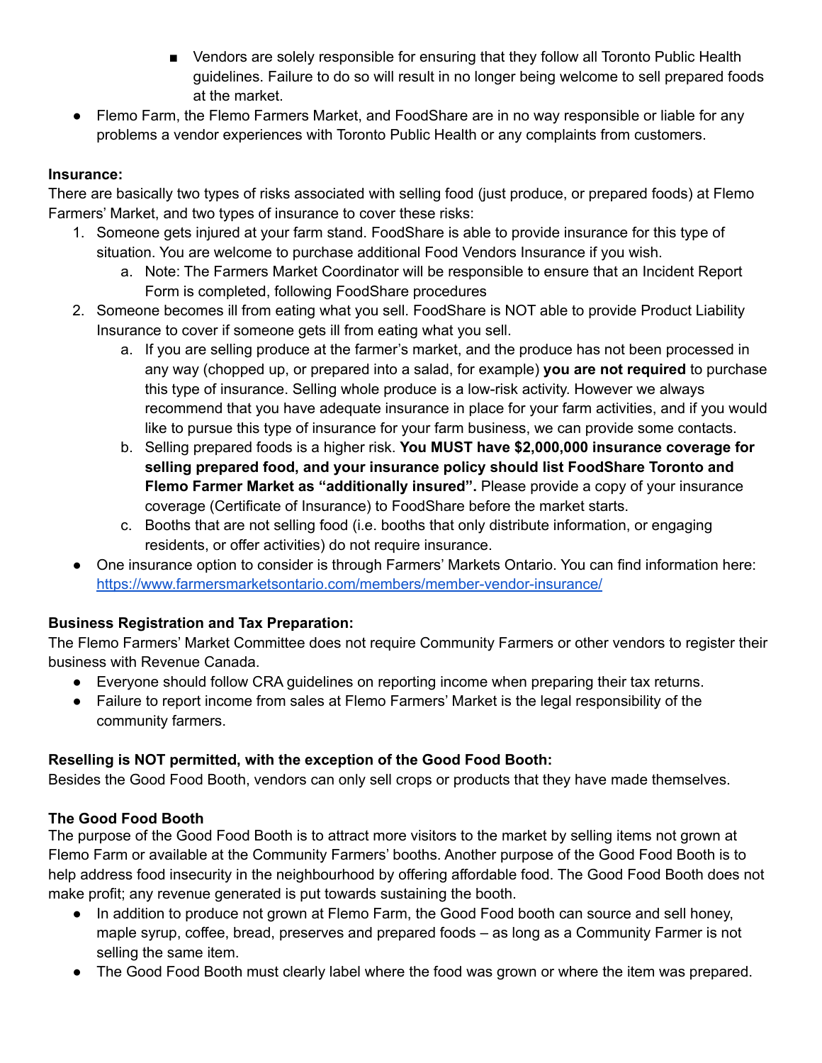- Vendors are solely responsible for ensuring that they follow all Toronto Public Health guidelines. Failure to do so will result in no longer being welcome to sell prepared foods at the market.
- Flemo Farm, the Flemo Farmers Market, and FoodShare are in no way responsible or liable for any problems a vendor experiences with Toronto Public Health or any complaints from customers.

**Insurance:**
There are basically two types of risks associated with selling food (just produce, or prepared foods) at Flemo Farmers' Market, and two types of insurance to cover these risks:

1. Someone gets injured at your farm stand. FoodShare is able to provide insurance for this type of situation. You are welcome to purchase additional Food Vendors Insurance if you wish.
    a. Note: The Farmers Market Coordinator will be responsible to ensure that an Incident Report Form is completed, following FoodShare procedures
2. Someone becomes ill from eating what you sell. FoodShare is NOT able to provide Product Liability Insurance to cover if someone gets ill from eating what you sell.
    a. If you are selling produce at the farmer's market, and the produce has not been processed in any way (chopped up, or prepared into a salad, for example) **you are not required** to purchase this type of insurance. Selling whole produce is a low-risk activity. However we always recommend that you have adequate insurance in place for your farm activities, and if you would like to pursue this type of insurance for your farm business, we can provide some contacts.
    b. Selling prepared foods is a higher risk. **You MUST have $2,000,000 insurance coverage for selling prepared food, and your insurance policy should list FoodShare Toronto and Flemo Farmer Market as "additionally insured".** Please provide a copy of your insurance coverage (Certificate of Insurance) to FoodShare before the market starts.
    c. Booths that are not selling food (i.e. booths that only distribute information, or engaging residents, or offer activities) do not require insurance.

- One insurance option to consider is through Farmers' Markets Ontario. You can find information here: https://www.farmersmarketsontario.com/members/member-vendor-insurance/

**Business Registration and Tax Preparation:**
The Flemo Farmers' Market Committee does not require Community Farmers or other vendors to register their business with Revenue Canada.

- Everyone should follow CRA guidelines on reporting income when preparing their tax returns.
- Failure to report income from sales at Flemo Farmers' Market is the legal responsibility of the community farmers.

**Reselling is NOT permitted, with the exception of the Good Food Booth:**
Besides the Good Food Booth, vendors can only sell crops or products that they have made themselves.

**The Good Food Booth**
The purpose of the Good Food Booth is to attract more visitors to the market by selling items not grown at Flemo Farm or available at the Community Farmers' booths. Another purpose of the Good Food Booth is to help address food insecurity in the neighbourhood by offering affordable food. The Good Food Booth does not make profit; any revenue generated is put towards sustaining the booth.

- In addition to produce not grown at Flemo Farm, the Good Food booth can source and sell honey, maple syrup, coffee, bread, preserves and prepared foods – as long as a Community Farmer is not selling the same item.
- The Good Food Booth must clearly label where the food was grown or where the item was prepared.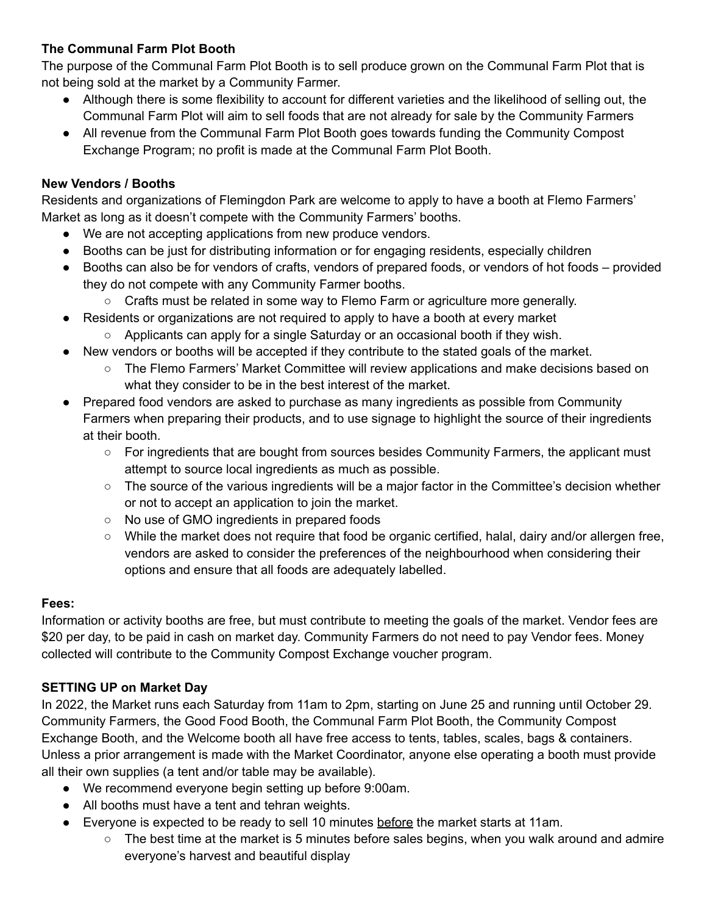**The Communal Farm Plot Booth**

The purpose of the Communal Farm Plot Booth is to sell produce grown on the Communal Farm Plot that is not being sold at the market by a Community Farmer.

- Although there is some flexibility to account for different varieties and the likelihood of selling out, the Communal Farm Plot will aim to sell foods that are not already for sale by the Community Farmers
- All revenue from the Communal Farm Plot Booth goes towards funding the Community Compost Exchange Program; no profit is made at the Communal Farm Plot Booth.

**New Vendors / Booths**

Residents and organizations of Flemingdon Park are welcome to apply to have a booth at Flemo Farmers' Market as long as it doesn't compete with the Community Farmers' booths.

- We are not accepting applications from new produce vendors.
- Booths can be just for distributing information or for engaging residents, especially children
- Booths can also be for vendors of crafts, vendors of prepared foods, or vendors of hot foods – provided they do not compete with any Community Farmer booths.
  - Crafts must be related in some way to Flemo Farm or agriculture more generally.
- Residents or organizations are not required to apply to have a booth at every market
  - Applicants can apply for a single Saturday or an occasional booth if they wish.
- New vendors or booths will be accepted if they contribute to the stated goals of the market.
  - The Flemo Farmers' Market Committee will review applications and make decisions based on what they consider to be in the best interest of the market.
- Prepared food vendors are asked to purchase as many ingredients as possible from Community Farmers when preparing their products, and to use signage to highlight the source of their ingredients at their booth.
  - For ingredients that are bought from sources besides Community Farmers, the applicant must attempt to source local ingredients as much as possible.
  - The source of the various ingredients will be a major factor in the Committee's decision whether or not to accept an application to join the market.
  - No use of GMO ingredients in prepared foods
  - While the market does not require that food be organic certified, halal, dairy and/or allergen free, vendors are asked to consider the preferences of the neighbourhood when considering their options and ensure that all foods are adequately labelled.

**Fees:**

Information or activity booths are free, but must contribute to meeting the goals of the market. Vendor fees are $20 per day, to be paid in cash on market day. Community Farmers do not need to pay Vendor fees. Money collected will contribute to the Community Compost Exchange voucher program.

**SETTING UP on Market Day**

In 2022, the Market runs each Saturday from 11am to 2pm, starting on June 25 and running until October 29. Community Farmers, the Good Food Booth, the Communal Farm Plot Booth, the Community Compost Exchange Booth, and the Welcome booth all have free access to tents, tables, scales, bags & containers. Unless a prior arrangement is made with the Market Coordinator, anyone else operating a booth must provide all their own supplies (a tent and/or table may be available).

- We recommend everyone begin setting up before 9:00am.
- All booths must have a tent and tehran weights.
- Everyone is expected to be ready to sell 10 minutes before the market starts at 11am.
  - The best time at the market is 5 minutes before sales begins, when you walk around and admire everyone's harvest and beautiful display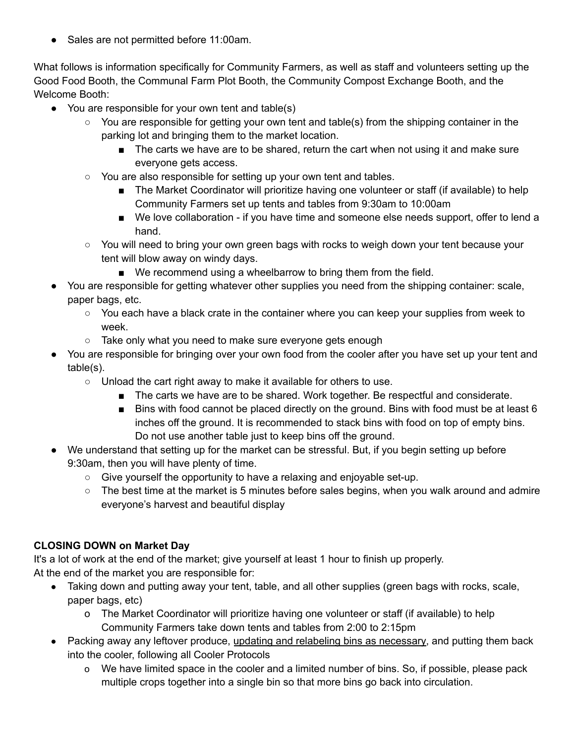- Sales are not permitted before 11:00am.

What follows is information specifically for Community Farmers, as well as staff and volunteers setting up the Good Food Booth, the Communal Farm Plot Booth, the Community Compost Exchange Booth, and the Welcome Booth:

- You are responsible for your own tent and table(s)
  - You are responsible for getting your own tent and table(s) from the shipping container in the parking lot and bringing them to the market location.
    - The carts we have are to be shared, return the cart when not using it and make sure everyone gets access.
  - You are also responsible for setting up your own tent and tables.
    - The Market Coordinator will prioritize having one volunteer or staff (if available) to help Community Farmers set up tents and tables from 9:30am to 10:00am
    - We love collaboration - if you have time and someone else needs support, offer to lend a hand.
  - You will need to bring your own green bags with rocks to weigh down your tent because your tent will blow away on windy days.
    - We recommend using a wheelbarrow to bring them from the field.
- You are responsible for getting whatever other supplies you need from the shipping container: scale, paper bags, etc.
  - You each have a black crate in the container where you can keep your supplies from week to week.
  - Take only what you need to make sure everyone gets enough
- You are responsible for bringing over your own food from the cooler after you have set up your tent and table(s).
  - Unload the cart right away to make it available for others to use.
    - The carts we have are to be shared. Work together. Be respectful and considerate.
    - Bins with food cannot be placed directly on the ground. Bins with food must be at least 6 inches off the ground. It is recommended to stack bins with food on top of empty bins. Do not use another table just to keep bins off the ground.
- We understand that setting up for the market can be stressful. But, if you begin setting up before 9:30am, then you will have plenty of time.
  - Give yourself the opportunity to have a relaxing and enjoyable set-up.
  - The best time at the market is 5 minutes before sales begins, when you walk around and admire everyone's harvest and beautiful display

**CLOSING DOWN on Market Day**

It's a lot of work at the end of the market; give yourself at least 1 hour to finish up properly.
At the end of the market you are responsible for:

- Taking down and putting away your tent, table, and all other supplies (green bags with rocks, scale, paper bags, etc)
  - The Market Coordinator will prioritize having one volunteer or staff (if available) to help Community Farmers take down tents and tables from 2:00 to 2:15pm
- Packing away any leftover produce, <u>updating and relabeling bins as necessary</u>, and putting them back into the cooler, following all Cooler Protocols
  - We have limited space in the cooler and a limited number of bins. So, if possible, please pack multiple crops together into a single bin so that more bins go back into circulation.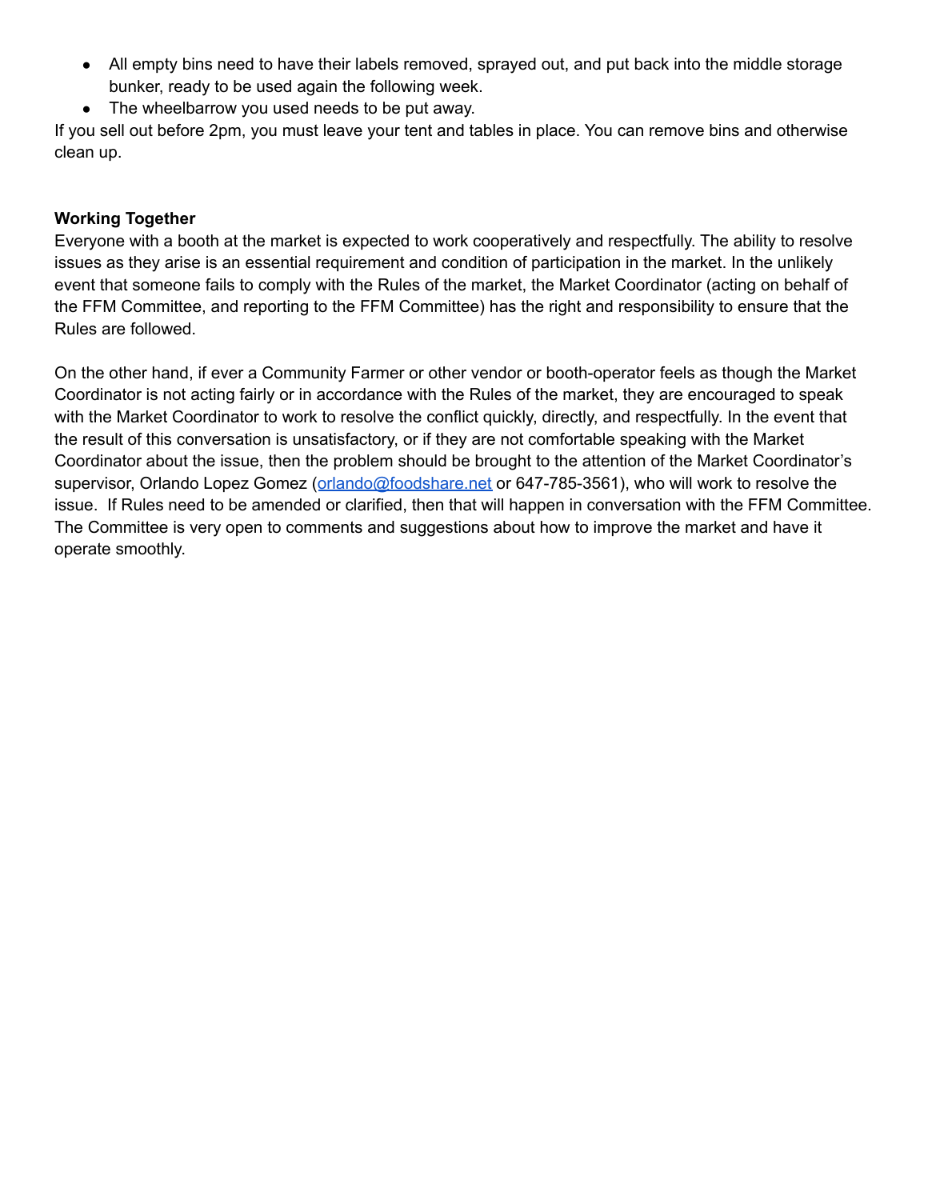- All empty bins need to have their labels removed, sprayed out, and put back into the middle storage bunker, ready to be used again the following week.
- The wheelbarrow you used needs to be put away.

If you sell out before 2pm, you must leave your tent and tables in place. You can remove bins and otherwise clean up.

**Working Together**

Everyone with a booth at the market is expected to work cooperatively and respectfully. The ability to resolve issues as they arise is an essential requirement and condition of participation in the market. In the unlikely event that someone fails to comply with the Rules of the market, the Market Coordinator (acting on behalf of the FFM Committee, and reporting to the FFM Committee) has the right and responsibility to ensure that the Rules are followed.

On the other hand, if ever a Community Farmer or other vendor or booth-operator feels as though the Market Coordinator is not acting fairly or in accordance with the Rules of the market, they are encouraged to speak with the Market Coordinator to work to resolve the conflict quickly, directly, and respectfully. In the event that the result of this conversation is unsatisfactory, or if they are not comfortable speaking with the Market Coordinator about the issue, then the problem should be brought to the attention of the Market Coordinator's supervisor, Orlando Lopez Gomez (orlando@foodshare.net or 647-785-3561), who will work to resolve the issue. If Rules need to be amended or clarified, then that will happen in conversation with the FFM Committee. The Committee is very open to comments and suggestions about how to improve the market and have it operate smoothly.